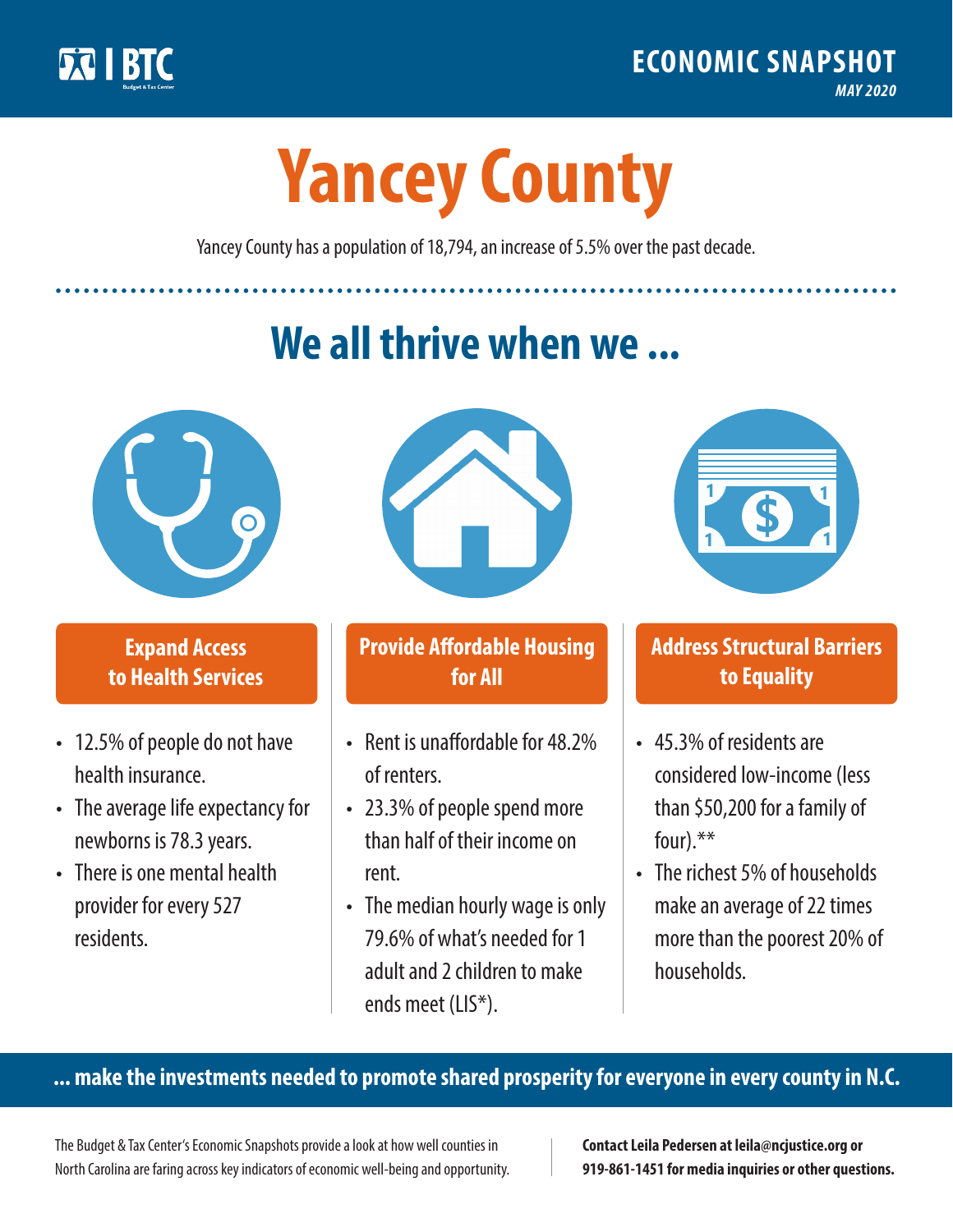BTC

Budget & Tax Center

**ECONOMIC SNAPSHOT**

*MAY 2020*

# Yancey County

Yancey County has a population of 18,794, an increase of 5.5% over the past decade.

## We all thrive when we ...

### Expand Access to Health Services

- 12.5% of people do not have health insurance.
- The average life expectancy for newborns is 78.3 years.
- There is one mental health provider for every 527 residents.

### Provide Affordable Housing for All

- Rent is unaffordable for 48.2% of renters.
- 23.3% of people spend more than half of their income on rent.
- The median hourly wage is only 79.6% of what's needed for 1 adult and 2 children to make ends meet (LIS*).

### Address Structural Barriers to Equality

- 45.3% of residents are considered low-income (less than $50,200 for a family of four).**
- The richest 5% of households make an average of 22 times more than the poorest 20% of households.

**... make the investments needed to promote shared prosperity for everyone in every county in N.C.**

The Budget & Tax Center's Economic Snapshots provide a look at how well counties in North Carolina are faring across key indicators of economic well-being and opportunity.

**Contact Leila Pedersen at leila@ncjustice.org or 919-861-1451 for media inquiries or other questions.**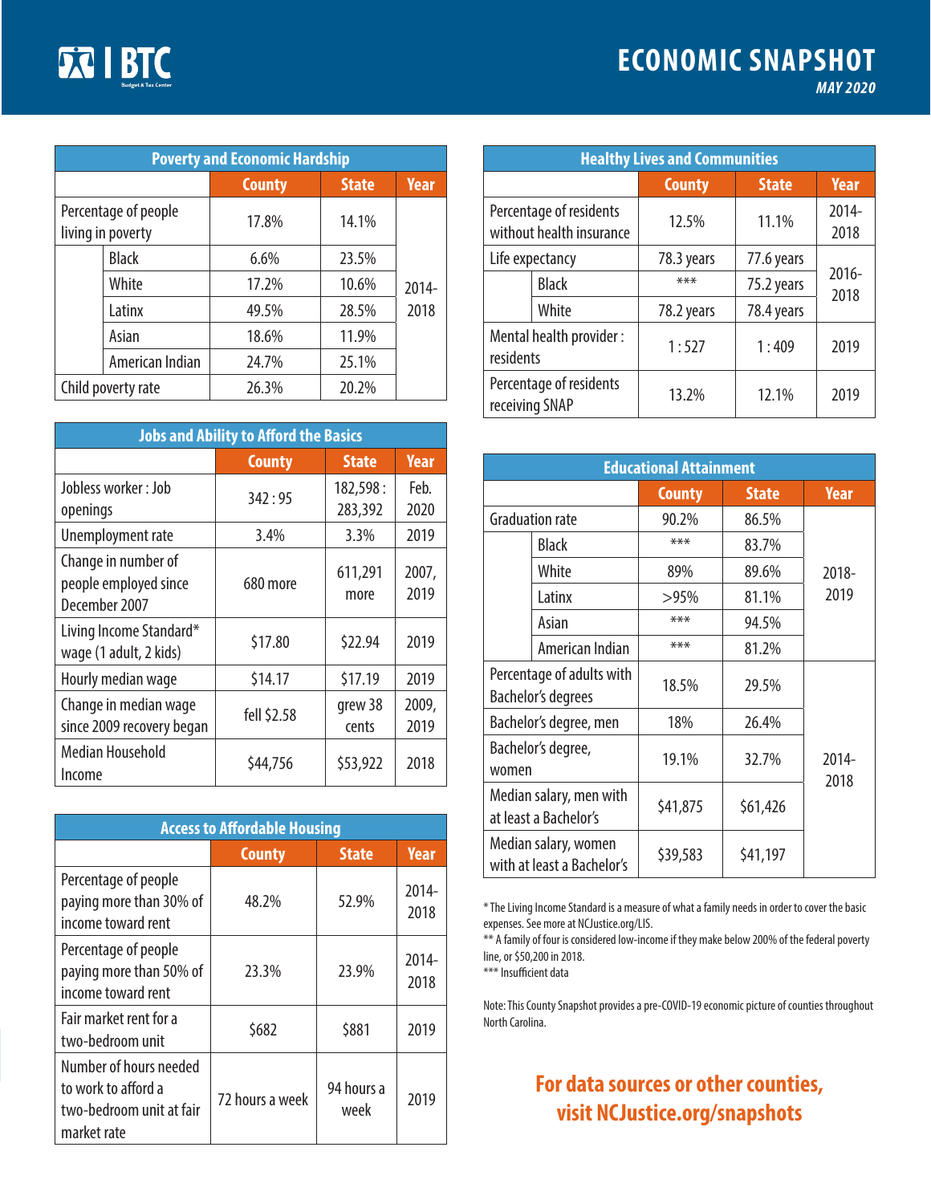# BTC | Budget & Tax Center

## ECONOMIC SNAPSHOT

*MAY 2020*

### Poverty and Economic Hardship

| | | County | State | Year |
|---|---|---|---|---|
| Percentage of people living in poverty | | 17.8% | 14.1% | 2014-2018 |
| | Black | 6.6% | 23.5% | |
| | White | 17.2% | 10.6% | |
| | Latinx | 49.5% | 28.5% | |
| | Asian | 18.6% | 11.9% | |
| | American Indian | 24.7% | 25.1% | |
| Child poverty rate | | 26.3% | 20.2% | |

### Jobs and Ability to Afford the Basics

| | County | State | Year |
|---|---|---|---|
| Jobless worker : Job openings | 342 : 95 | 182,598 : 283,392 | Feb. 2020 |
| Unemployment rate | 3.4% | 3.3% | 2019 |
| Change in number of people employed since December 2007 | 680 more | 611,291 more | 2007, 2019 |
| Living Income Standard* wage (1 adult, 2 kids) | $17.80 | $22.94 | 2019 |
| Hourly median wage | $14.17 | $17.19 | 2019 |
| Change in median wage since 2009 recovery began | fell $2.58 | grew 38 cents | 2009, 2019 |
| Median Household Income | $44,756 | $53,922 | 2018 |

### Access to Affordable Housing

| | County | State | Year |
|---|---|---|---|
| Percentage of people paying more than 30% of income toward rent | 48.2% | 52.9% | 2014-2018 |
| Percentage of people paying more than 50% of income toward rent | 23.3% | 23.9% | 2014-2018 |
| Fair market rent for a two-bedroom unit | $682 | $881 | 2019 |
| Number of hours needed to work to afford a two-bedroom unit at fair market rate | 72 hours a week | 94 hours a week | 2019 |

### Healthy Lives and Communities

| | | County | State | Year |
|---|---|---|---|---|
| Percentage of residents without health insurance | | 12.5% | 11.1% | 2014-2018 |
| Life expectancy | | 78.3 years | 77.6 years | 2016-2018 |
| | Black | *** | 75.2 years | |
| | White | 78.2 years | 78.4 years | |
| Mental health provider : residents | | 1 : 527 | 1 : 409 | 2019 |
| Percentage of residents receiving SNAP | | 13.2% | 12.1% | 2019 |

### Educational Attainment

| | | County | State | Year |
|---|---|---|---|---|
| Graduation rate | | 90.2% | 86.5% | 2018-2019 |
| | Black | *** | 83.7% | |
| | White | 89% | 89.6% | |
| | Latinx | >95% | 81.1% | |
| | Asian | *** | 94.5% | |
| | American Indian | *** | 81.2% | |
| Percentage of adults with Bachelor's degrees | | 18.5% | 29.5% | 2014-2018 |
| Bachelor's degree, men | | 18% | 26.4% | |
| Bachelor's degree, women | | 19.1% | 32.7% | |
| Median salary, men with at least a Bachelor's | | $41,875 | $61,426 | |
| Median salary, women with at least a Bachelor's | | $39,583 | $41,197 | |

* The Living Income Standard is a measure of what a family needs in order to cover the basic expenses. See more at NCJustice.org/LIS.

** A family of four is considered low-income if they make below 200% of the federal poverty line, or $50,200 in 2018.

*** Insufficient data

Note: This County Snapshot provides a pre-COVID-19 economic picture of counties throughout North Carolina.

**For data sources or other counties, visit NCJustice.org/snapshots**